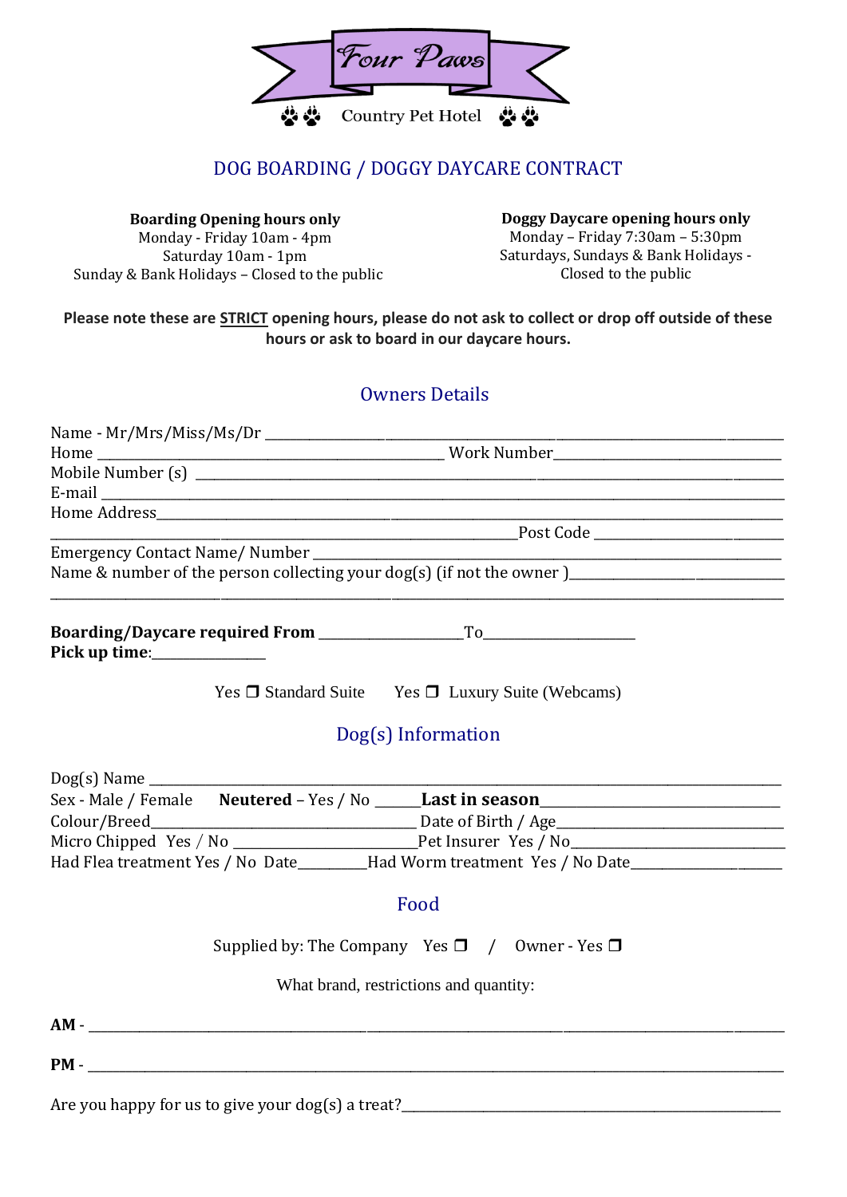Four Paws

Country Pet Hotel

# DOG BOARDING / DOGGY DAYCARE CONTRACT

**Boarding Opening hours only**
Monday - Friday 10am - 4pm
Saturday 10am - 1pm
Sunday & Bank Holidays – Closed to the public

**Doggy Daycare opening hours only**
Monday – Friday 7:30am – 5:30pm
Saturdays, Sundays & Bank Holidays - Closed to the public

**Please note these are STRICT opening hours, please do not ask to collect or drop off outside of these hours or ask to board in our daycare hours.**

## Owners Details

Name - Mr/Mrs/Miss/Ms/Dr ______________________________________________

Home ______________________________ Work Number______________________

Mobile Number (s) ______________________________________________________

E-mail ______________________________________________________________

Home Address_________________________________________________________

________________________________________ Post Code ___________________

Emergency Contact Name/ Number ________________________________________

Name & number of the person collecting your dog(s) (if not the owner )____________________

______________________________________________________________________

**Boarding/Daycare required From** ____________________ To____________________

**Pick up time**:_______________

Yes ❐ Standard Suite    Yes ❐ Luxury Suite (Webcams)

## Dog(s) Information

Dog(s) Name __________________________________________________________

Sex - Male / Female    **Neutered** – Yes / No ______ **Last in season**__________________

Colour/Breed______________________________ Date of Birth / Age_________________

Micro Chipped Yes / No ________________________ Pet Insurer Yes / No_______________

Had Flea treatment Yes / No Date_________ Had Worm treatment Yes / No Date_____________

## Food

Supplied by: The Company Yes ❐  /  Owner - Yes ❐

What brand, restrictions and quantity:

**AM** - ______________________________________________________________

**PM** - ______________________________________________________________

Are you happy for us to give your dog(s) a treat?________________________________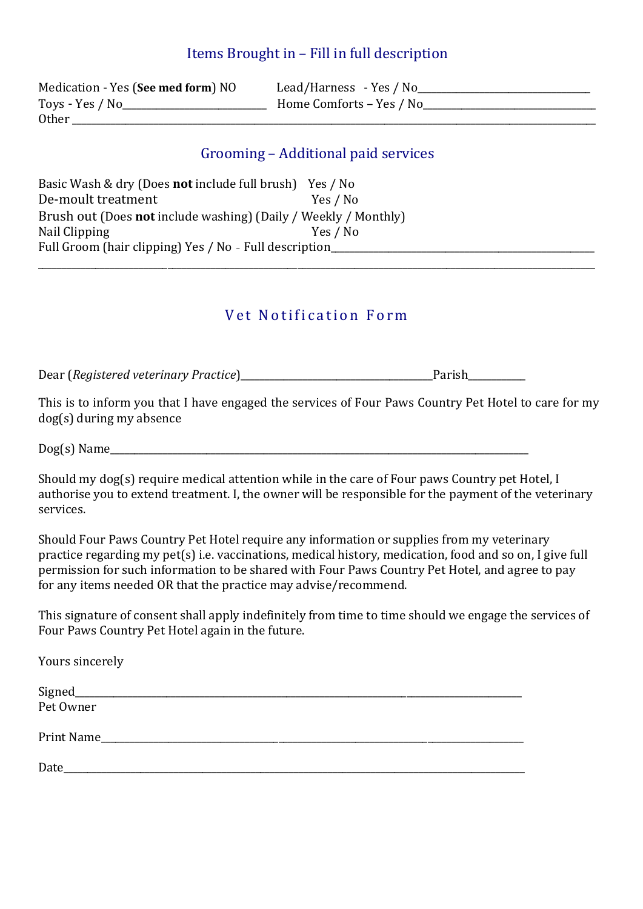## Items Brought in – Fill in full description

Medication - Yes (**See med form**) NO    Lead/Harness - Yes / No________________________________

Toys - Yes / No___________________________    Home Comforts – Yes / No________________________________

Other ________________________________________________________________________________________

## Grooming – Additional paid services

Basic Wash & dry (Does **not** include full brush)  Yes / No

De-moult treatment  Yes / No

Brush out (Does **not** include washing) (Daily / Weekly / Monthly)

Nail Clipping  Yes / No

Full Groom (hair clipping) Yes / No - Full description________________________________________________

______________________________________________________________________________________________

## Vet Notification Form

Dear (*Registered veterinary Practice*)____________________________________Parish___________

This is to inform you that I have engaged the services of Four Paws Country Pet Hotel to care for my dog(s) during my absence

Dog(s) Name______________________________________________________________________________

Should my dog(s) require medical attention while in the care of Four paws Country pet Hotel, I authorise you to extend treatment. I, the owner will be responsible for the payment of the veterinary services.

Should Four Paws Country Pet Hotel require any information or supplies from my veterinary practice regarding my pet(s) i.e. vaccinations, medical history, medication, food and so on, I give full permission for such information to be shared with Four Paws Country Pet Hotel, and agree to pay for any items needed OR that the practice may advise/recommend.

This signature of consent shall apply indefinitely from time to time should we engage the services of Four Paws Country Pet Hotel again in the future.

Yours sincerely

Signed_________________________________________________________________________________

Pet Owner

Print Name_____________________________________________________________________________

Date__________________________________________________________________________________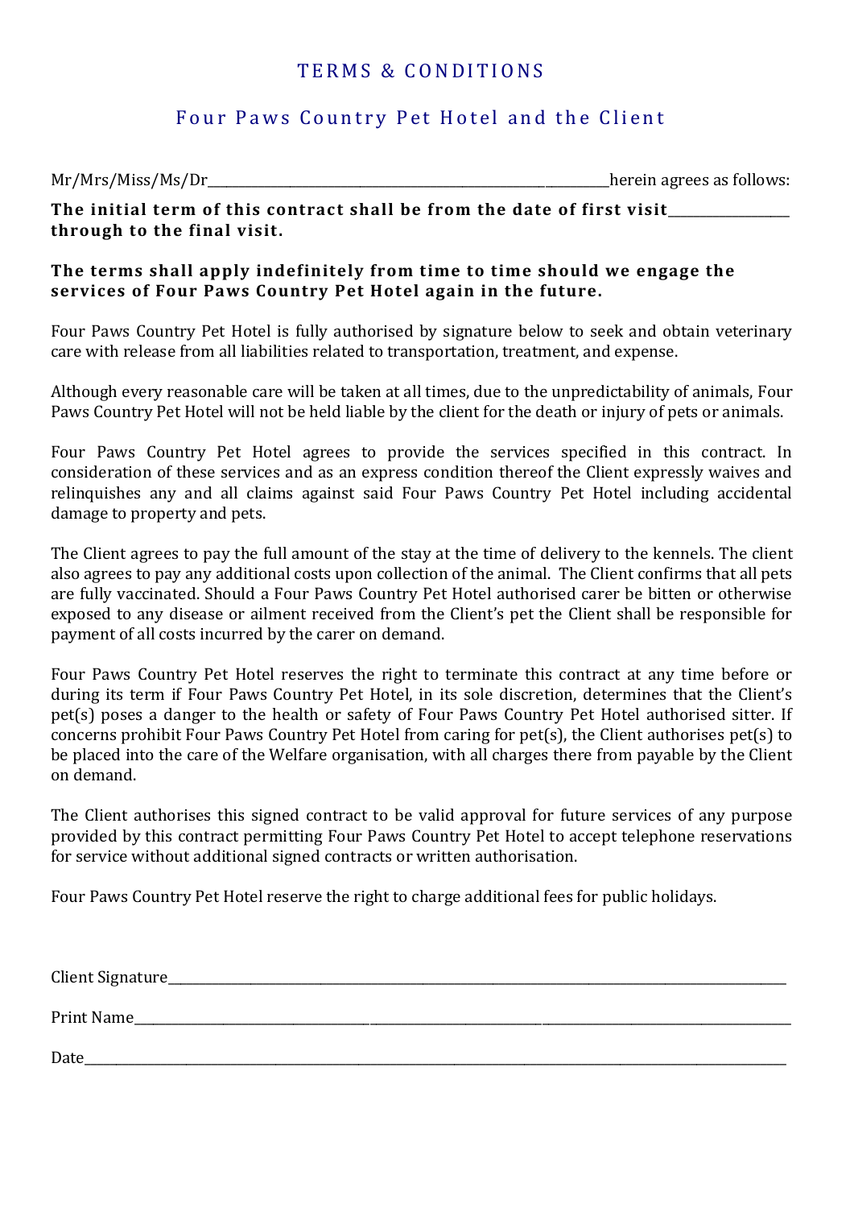# TERMS & CONDITIONS

## Four Paws Country Pet Hotel and the Client

Mr/Mrs/Miss/Ms/Dr________________________________________________herein agrees as follows:

**The initial term of this contract shall be from the date of first visit_______________ through to the final visit.**

**The terms shall apply indefinitely from time to time should we engage the services of Four Paws Country Pet Hotel again in the future.**

Four Paws Country Pet Hotel is fully authorised by signature below to seek and obtain veterinary care with release from all liabilities related to transportation, treatment, and expense.

Although every reasonable care will be taken at all times, due to the unpredictability of animals, Four Paws Country Pet Hotel will not be held liable by the client for the death or injury of pets or animals.

Four Paws Country Pet Hotel agrees to provide the services specified in this contract. In consideration of these services and as an express condition thereof the Client expressly waives and relinquishes any and all claims against said Four Paws Country Pet Hotel including accidental damage to property and pets.

The Client agrees to pay the full amount of the stay at the time of delivery to the kennels. The client also agrees to pay any additional costs upon collection of the animal. The Client confirms that all pets are fully vaccinated. Should a Four Paws Country Pet Hotel authorised carer be bitten or otherwise exposed to any disease or ailment received from the Client's pet the Client shall be responsible for payment of all costs incurred by the carer on demand.

Four Paws Country Pet Hotel reserves the right to terminate this contract at any time before or during its term if Four Paws Country Pet Hotel, in its sole discretion, determines that the Client's pet(s) poses a danger to the health or safety of Four Paws Country Pet Hotel authorised sitter. If concerns prohibit Four Paws Country Pet Hotel from caring for pet(s), the Client authorises pet(s) to be placed into the care of the Welfare organisation, with all charges there from payable by the Client on demand.

The Client authorises this signed contract to be valid approval for future services of any purpose provided by this contract permitting Four Paws Country Pet Hotel to accept telephone reservations for service without additional signed contracts or written authorisation.

Four Paws Country Pet Hotel reserve the right to charge additional fees for public holidays.

Client Signature____________________________________________________________________

Print Name_________________________________________________________________________

Date_______________________________________________________________________________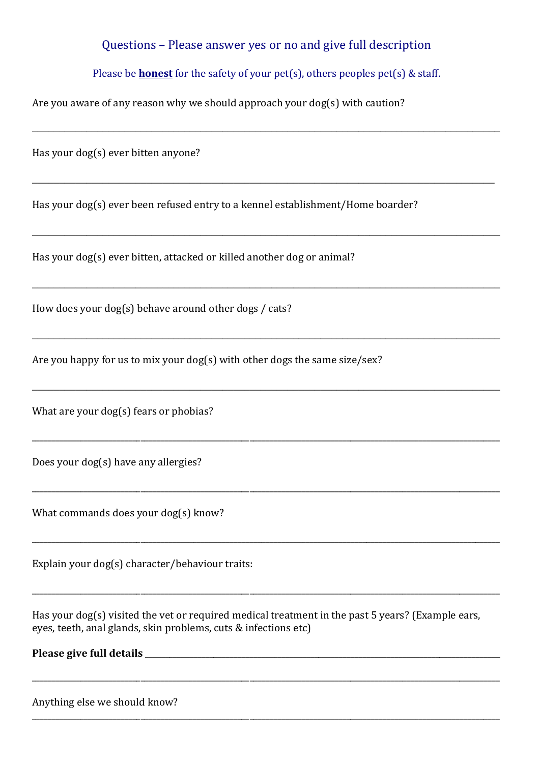## Questions – Please answer yes or no and give full description

Please be **honest** for the safety of your pet(s), others peoples pet(s) & staff.

Are you aware of any reason why we should approach your dog(s) with caution?

_______________________________________________________________________________

Has your dog(s) ever bitten anyone?

_______________________________________________________________________________

Has your dog(s) ever been refused entry to a kennel establishment/Home boarder?

_______________________________________________________________________________

Has your dog(s) ever bitten, attacked or killed another dog or animal?

_______________________________________________________________________________

How does your dog(s) behave around other dogs / cats?

_______________________________________________________________________________

Are you happy for us to mix your dog(s) with other dogs the same size/sex?

_______________________________________________________________________________

What are your dog(s) fears or phobias?

_______________________________________________________________________________

Does your dog(s) have any allergies?

_______________________________________________________________________________

What commands does your dog(s) know?

_______________________________________________________________________________

Explain your dog(s) character/behaviour traits:

_______________________________________________________________________________

Has your dog(s) visited the vet or required medical treatment in the past 5 years? (Example ears, eyes, teeth, anal glands, skin problems, cuts & infections etc)

**Please give full details** ______________________________________________________________

_______________________________________________________________________________

Anything else we should know?

_______________________________________________________________________________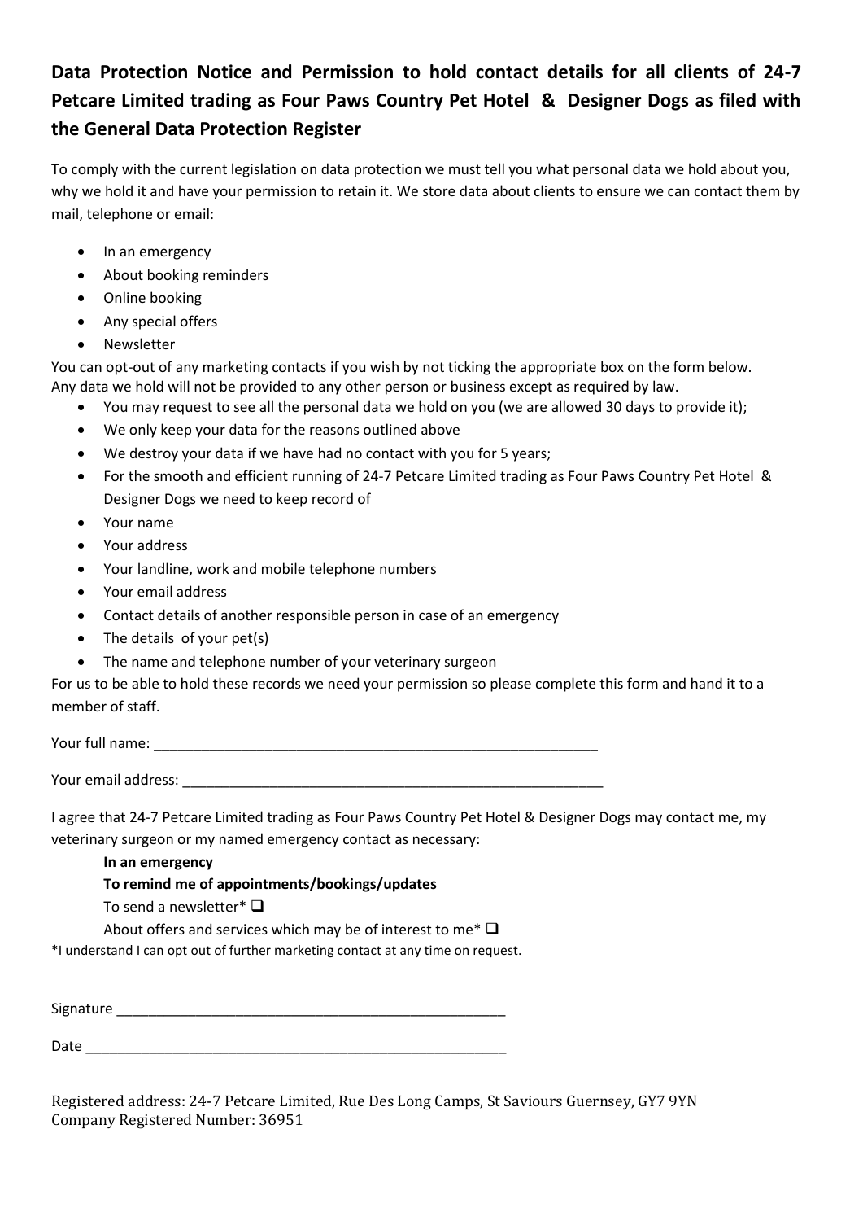## Data Protection Notice and Permission to hold contact details for all clients of 24-7 Petcare Limited trading as Four Paws Country Pet Hotel & Designer Dogs as filed with the General Data Protection Register

To comply with the current legislation on data protection we must tell you what personal data we hold about you, why we hold it and have your permission to retain it. We store data about clients to ensure we can contact them by mail, telephone or email:

- In an emergency
- About booking reminders
- Online booking
- Any special offers
- Newsletter

You can opt-out of any marketing contacts if you wish by not ticking the appropriate box on the form below. Any data we hold will not be provided to any other person or business except as required by law.

- You may request to see all the personal data we hold on you (we are allowed 30 days to provide it);
- We only keep your data for the reasons outlined above
- We destroy your data if we have had no contact with you for 5 years;
- For the smooth and efficient running of 24-7 Petcare Limited trading as Four Paws Country Pet Hotel & Designer Dogs we need to keep record of
- Your name
- Your address
- Your landline, work and mobile telephone numbers
- Your email address
- Contact details of another responsible person in case of an emergency
- The details of your pet(s)
- The name and telephone number of your veterinary surgeon

For us to be able to hold these records we need your permission so please complete this form and hand it to a member of staff.

Your full name: ___________________________________________________________

Your email address: _______________________________________________________

I agree that 24-7 Petcare Limited trading as Four Paws Country Pet Hotel & Designer Dogs may contact me, my veterinary surgeon or my named emergency contact as necessary:

**In an emergency**

**To remind me of appointments/bookings/updates**

To send a newsletter* ❑

About offers and services which may be of interest to me* ❑

*I understand I can opt out of further marketing contact at any time on request.

Signature ____________________________________________________

Date ________________________________________________________

Registered address: 24-7 Petcare Limited, Rue Des Long Camps, St Saviours Guernsey, GY7 9YN
Company Registered Number: 36951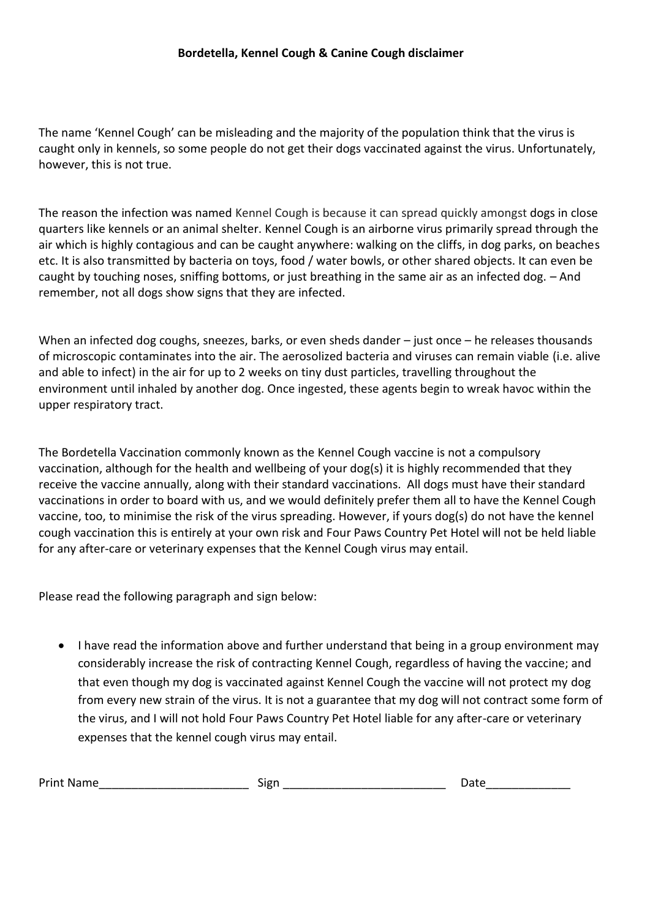**Bordetella, Kennel Cough & Canine Cough disclaimer**

The name 'Kennel Cough' can be misleading and the majority of the population think that the virus is caught only in kennels, so some people do not get their dogs vaccinated against the virus. Unfortunately, however, this is not true.

The reason the infection was named Kennel Cough is because it can spread quickly amongst dogs in close quarters like kennels or an animal shelter. Kennel Cough is an airborne virus primarily spread through the air which is highly contagious and can be caught anywhere: walking on the cliffs, in dog parks, on beaches etc. It is also transmitted by bacteria on toys, food / water bowls, or other shared objects. It can even be caught by touching noses, sniffing bottoms, or just breathing in the same air as an infected dog. – And remember, not all dogs show signs that they are infected.

When an infected dog coughs, sneezes, barks, or even sheds dander – just once – he releases thousands of microscopic contaminates into the air. The aerosolized bacteria and viruses can remain viable (i.e. alive and able to infect) in the air for up to 2 weeks on tiny dust particles, travelling throughout the environment until inhaled by another dog. Once ingested, these agents begin to wreak havoc within the upper respiratory tract.

The Bordetella Vaccination commonly known as the Kennel Cough vaccine is not a compulsory vaccination, although for the health and wellbeing of your dog(s) it is highly recommended that they receive the vaccine annually, along with their standard vaccinations. All dogs must have their standard vaccinations in order to board with us, and we would definitely prefer them all to have the Kennel Cough vaccine, too, to minimise the risk of the virus spreading. However, if yours dog(s) do not have the kennel cough vaccination this is entirely at your own risk and Four Paws Country Pet Hotel will not be held liable for any after-care or veterinary expenses that the Kennel Cough virus may entail.

Please read the following paragraph and sign below:

- I have read the information above and further understand that being in a group environment may considerably increase the risk of contracting Kennel Cough, regardless of having the vaccine; and that even though my dog is vaccinated against Kennel Cough the vaccine will not protect my dog from every new strain of the virus. It is not a guarantee that my dog will not contract some form of the virus, and I will not hold Four Paws Country Pet Hotel liable for any after-care or veterinary expenses that the kennel cough virus may entail.

Print Name_______________________ Sign _________________________ Date_____________